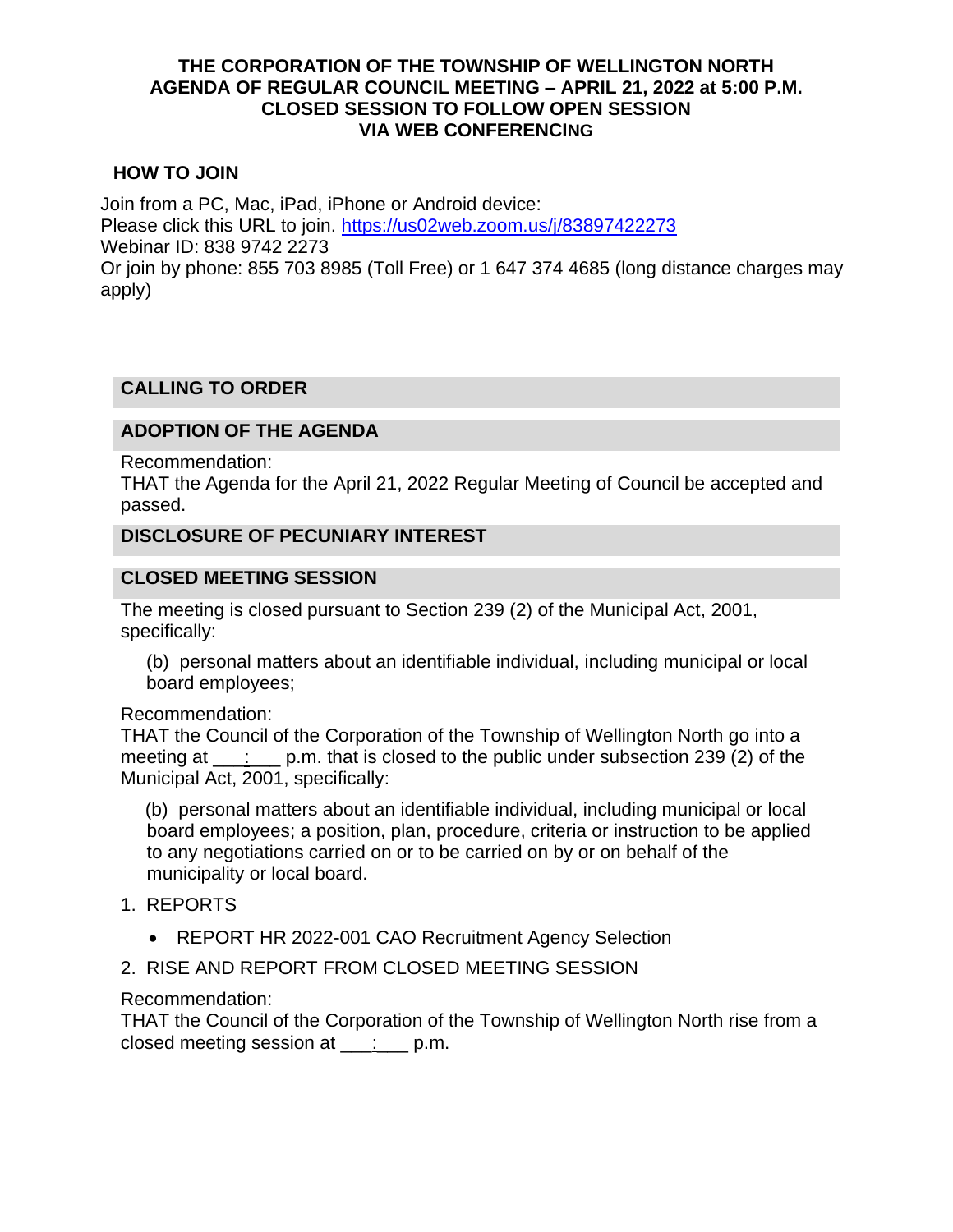# THE CORPORATION OF THE TOWNSHIP OF WELLINGTON NORTH
## AGENDA OF REGULAR COUNCIL MEETING – APRIL 21, 2022 at 5:00 P.M.
## CLOSED SESSION TO FOLLOW OPEN SESSION
## VIA WEB CONFERENCING

### HOW TO JOIN

Join from a PC, Mac, iPad, iPhone or Android device:
Please click this URL to join. [https://us02web.zoom.us/j/83897422273](https://us02web.zoom.us/j/83897422273)
Webinar ID: 838 9742 2273
Or join by phone: 855 703 8985 (Toll Free) or 1 647 374 4685 (long distance charges may apply)

### CALLING TO ORDER

### ADOPTION OF THE AGENDA

Recommendation:
THAT the Agenda for the April 21, 2022 Regular Meeting of Council be accepted and passed.

### DISCLOSURE OF PECUNIARY INTEREST

### CLOSED MEETING SESSION

The meeting is closed pursuant to Section 239 (2) of the Municipal Act, 2001, specifically:

(b) personal matters about an identifiable individual, including municipal or local board employees;

Recommendation:
THAT the Council of the Corporation of the Township of Wellington North go into a meeting at ___:___ p.m. that is closed to the public under subsection 239 (2) of the Municipal Act, 2001, specifically:

(b) personal matters about an identifiable individual, including municipal or local board employees; a position, plan, procedure, criteria or instruction to be applied to any negotiations carried on or to be carried on by or on behalf of the municipality or local board.

1. REPORTS
   - REPORT HR 2022-001 CAO Recruitment Agency Selection
2. RISE AND REPORT FROM CLOSED MEETING SESSION

Recommendation:
THAT the Council of the Corporation of the Township of Wellington North rise from a closed meeting session at ___:___ p.m.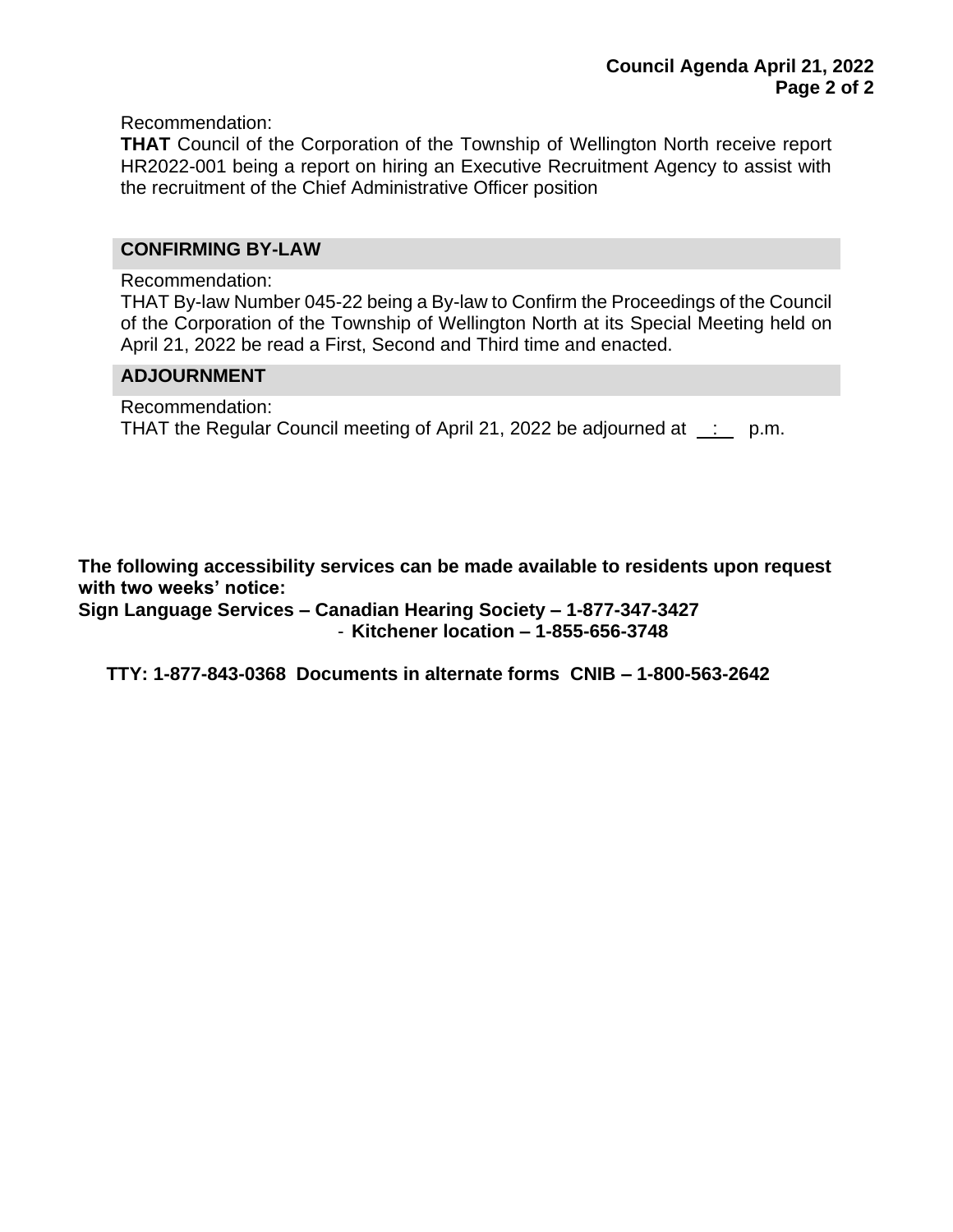Recommendation:

**THAT** Council of the Corporation of the Township of Wellington North receive report HR2022-001 being a report on hiring an Executive Recruitment Agency to assist with the recruitment of the Chief Administrative Officer position

## CONFIRMING BY-LAW

Recommendation:

THAT By-law Number 045-22 being a By-law to Confirm the Proceedings of the Council of the Corporation of the Township of Wellington North at its Special Meeting held on April 21, 2022 be read a First, Second and Third time and enacted.

## ADJOURNMENT

Recommendation:

THAT the Regular Council meeting of April 21, 2022 be adjourned at __:__ p.m.

**The following accessibility services can be made available to residents upon request with two weeks' notice:**

**Sign Language Services – Canadian Hearing Society – 1-877-347-3427**

**- Kitchener location – 1-855-656-3748**

**TTY: 1-877-843-0368 Documents in alternate forms CNIB – 1-800-563-2642**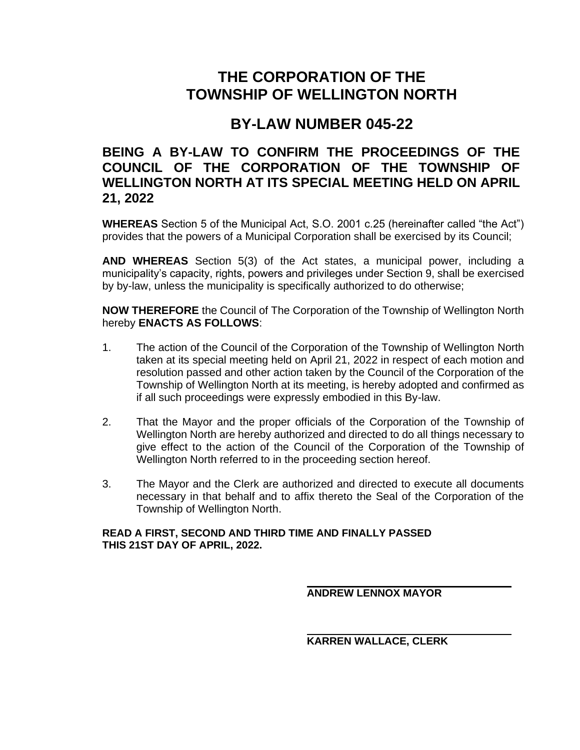# THE CORPORATION OF THE TOWNSHIP OF WELLINGTON NORTH

## BY-LAW NUMBER 045-22

### BEING A BY-LAW TO CONFIRM THE PROCEEDINGS OF THE COUNCIL OF THE CORPORATION OF THE TOWNSHIP OF WELLINGTON NORTH AT ITS SPECIAL MEETING HELD ON APRIL 21, 2022

**WHEREAS** Section 5 of the Municipal Act, S.O. 2001 c.25 (hereinafter called "the Act") provides that the powers of a Municipal Corporation shall be exercised by its Council;

**AND WHEREAS** Section 5(3) of the Act states, a municipal power, including a municipality's capacity, rights, powers and privileges under Section 9, shall be exercised by by-law, unless the municipality is specifically authorized to do otherwise;

**NOW THEREFORE** the Council of The Corporation of the Township of Wellington North hereby **ENACTS AS FOLLOWS**:

1. The action of the Council of the Corporation of the Township of Wellington North taken at its special meeting held on April 21, 2022 in respect of each motion and resolution passed and other action taken by the Council of the Corporation of the Township of Wellington North at its meeting, is hereby adopted and confirmed as if all such proceedings were expressly embodied in this By-law.

2. That the Mayor and the proper officials of the Corporation of the Township of Wellington North are hereby authorized and directed to do all things necessary to give effect to the action of the Council of the Corporation of the Township of Wellington North referred to in the proceeding section hereof.

3. The Mayor and the Clerk are authorized and directed to execute all documents necessary in that behalf and to affix thereto the Seal of the Corporation of the Township of Wellington North.

**READ A FIRST, SECOND AND THIRD TIME AND FINALLY PASSED THIS 21ST DAY OF APRIL, 2022.**

**ANDREW LENNOX MAYOR**

**KARREN WALLACE, CLERK**